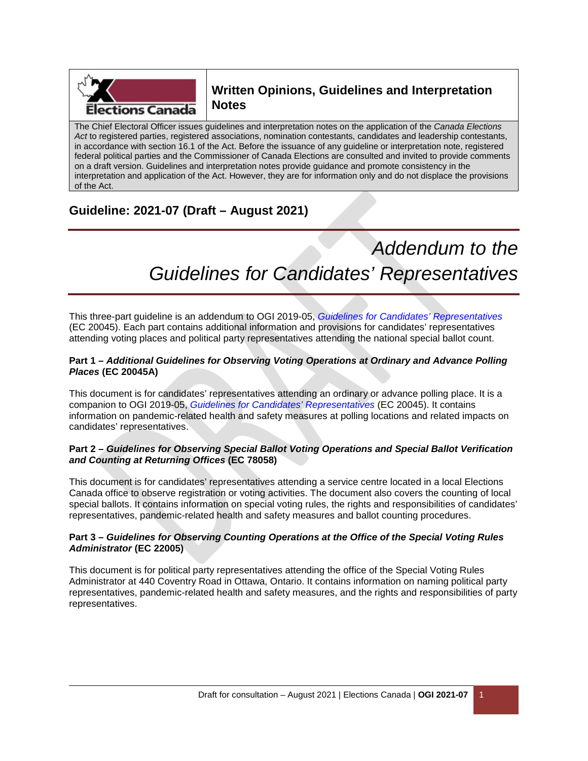## Written Opinions, Guidelines and Interpretation Notes

The Chief Electoral Officer issues guidelines and interpretation notes on the application of the *Canada Elections Act* to registered parties, registered associations, nomination contestants, candidates and leadership contestants, in accordance with section 16.1 of the Act. Before the issuance of any guideline or interpretation note, registered federal political parties and the Commissioner of Canada Elections are consulted and invited to provide comments on a draft version. Guidelines and interpretation notes provide guidance and promote consistency in the interpretation and application of the Act. However, they are for information only and do not displace the provisions of the Act.

## Guideline: 2021-07 (Draft – August 2021)

# *Addendum to the Guidelines for Candidates' Representatives*

This three-part guideline is an addendum to OGI 2019-05, *Guidelines for Candidates' Representatives* (EC 20045). Each part contains additional information and provisions for candidates' representatives attending voting places and political party representatives attending the national special ballot count.

**Part 1 – *Additional Guidelines for Observing Voting Operations at Ordinary and Advance Polling Places* (EC 20045A)**

This document is for candidates' representatives attending an ordinary or advance polling place. It is a companion to OGI 2019-05, *Guidelines for Candidates' Representatives* (EC 20045). It contains information on pandemic-related health and safety measures at polling locations and related impacts on candidates' representatives.

**Part 2 – *Guidelines for Observing Special Ballot Voting Operations and Special Ballot Verification and Counting at Returning Offices* (EC 78058)**

This document is for candidates' representatives attending a service centre located in a local Elections Canada office to observe registration or voting activities. The document also covers the counting of local special ballots. It contains information on special voting rules, the rights and responsibilities of candidates' representatives, pandemic-related health and safety measures and ballot counting procedures.

**Part 3 – *Guidelines for Observing Counting Operations at the Office of the Special Voting Rules Administrator* (EC 22005)**

This document is for political party representatives attending the office of the Special Voting Rules Administrator at 440 Coventry Road in Ottawa, Ontario. It contains information on naming political party representatives, pandemic-related health and safety measures, and the rights and responsibilities of party representatives.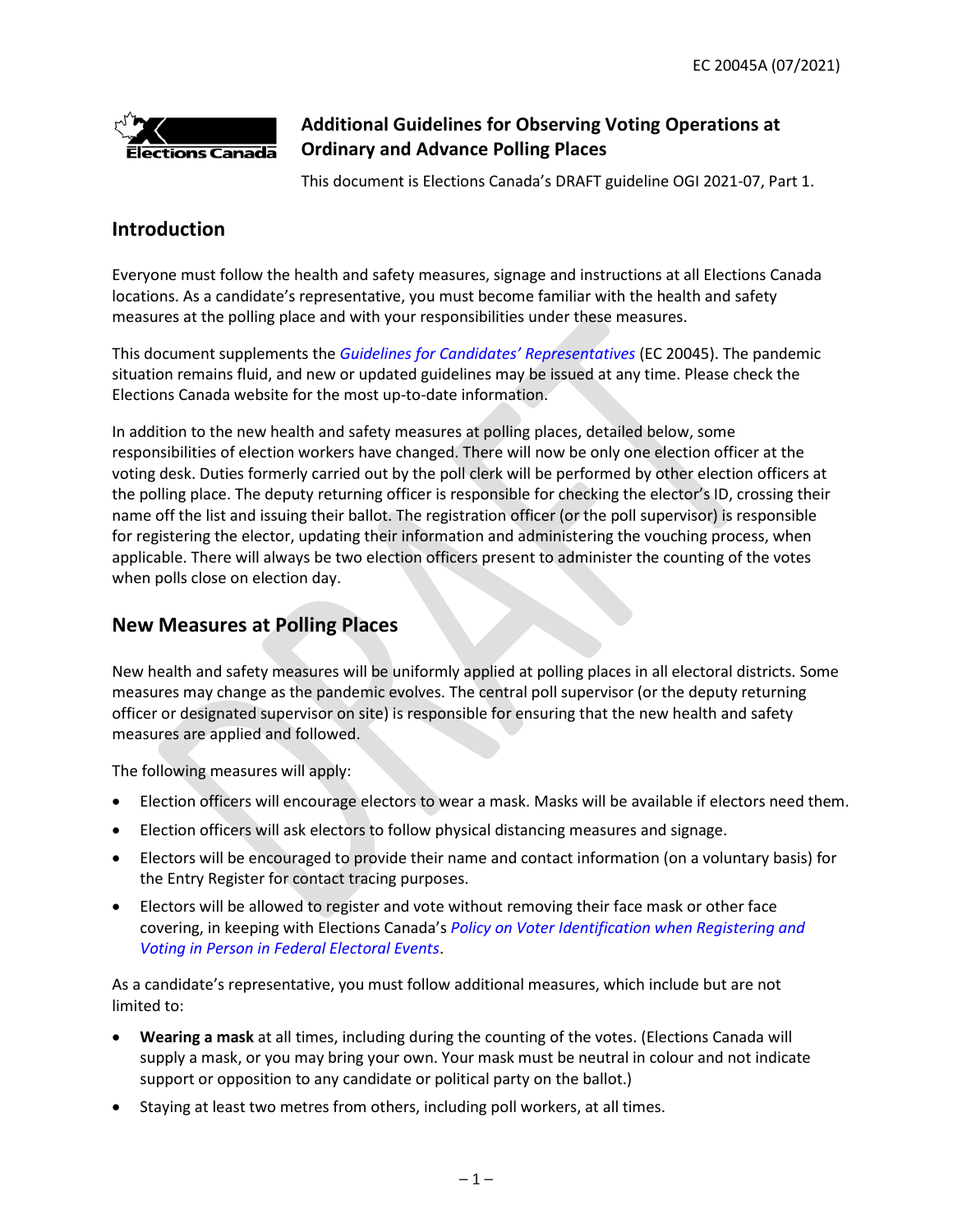# Additional Guidelines for Observing Voting Operations at Ordinary and Advance Polling Places

This document is Elections Canada's DRAFT guideline OGI 2021-07, Part 1.

## Introduction

Everyone must follow the health and safety measures, signage and instructions at all Elections Canada locations. As a candidate's representative, you must become familiar with the health and safety measures at the polling place and with your responsibilities under these measures.

This document supplements the *Guidelines for Candidates' Representatives* (EC 20045). The pandemic situation remains fluid, and new or updated guidelines may be issued at any time. Please check the Elections Canada website for the most up-to-date information.

In addition to the new health and safety measures at polling places, detailed below, some responsibilities of election workers have changed. There will now be only one election officer at the voting desk. Duties formerly carried out by the poll clerk will be performed by other election officers at the polling place. The deputy returning officer is responsible for checking the elector's ID, crossing their name off the list and issuing their ballot. The registration officer (or the poll supervisor) is responsible for registering the elector, updating their information and administering the vouching process, when applicable. There will always be two election officers present to administer the counting of the votes when polls close on election day.

## New Measures at Polling Places

New health and safety measures will be uniformly applied at polling places in all electoral districts. Some measures may change as the pandemic evolves. The central poll supervisor (or the deputy returning officer or designated supervisor on site) is responsible for ensuring that the new health and safety measures are applied and followed.

The following measures will apply:

- Election officers will encourage electors to wear a mask. Masks will be available if electors need them.
- Election officers will ask electors to follow physical distancing measures and signage.
- Electors will be encouraged to provide their name and contact information (on a voluntary basis) for the Entry Register for contact tracing purposes.
- Electors will be allowed to register and vote without removing their face mask or other face covering, in keeping with Elections Canada's *Policy on Voter Identification when Registering and Voting in Person in Federal Electoral Events*.

As a candidate's representative, you must follow additional measures, which include but are not limited to:

- **Wearing a mask** at all times, including during the counting of the votes. (Elections Canada will supply a mask, or you may bring your own. Your mask must be neutral in colour and not indicate support or opposition to any candidate or political party on the ballot.)
- Staying at least two metres from others, including poll workers, at all times.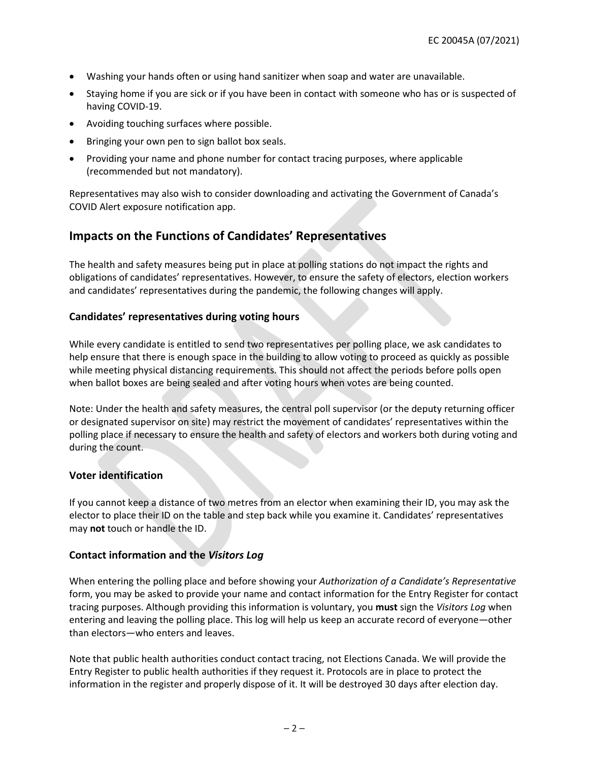- Washing your hands often or using hand sanitizer when soap and water are unavailable.
- Staying home if you are sick or if you have been in contact with someone who has or is suspected of having COVID-19.
- Avoiding touching surfaces where possible.
- Bringing your own pen to sign ballot box seals.
- Providing your name and phone number for contact tracing purposes, where applicable (recommended but not mandatory).

Representatives may also wish to consider downloading and activating the Government of Canada's COVID Alert exposure notification app.

## Impacts on the Functions of Candidates' Representatives

The health and safety measures being put in place at polling stations do not impact the rights and obligations of candidates' representatives. However, to ensure the safety of electors, election workers and candidates' representatives during the pandemic, the following changes will apply.

### Candidates' representatives during voting hours

While every candidate is entitled to send two representatives per polling place, we ask candidates to help ensure that there is enough space in the building to allow voting to proceed as quickly as possible while meeting physical distancing requirements. This should not affect the periods before polls open when ballot boxes are being sealed and after voting hours when votes are being counted.

Note: Under the health and safety measures, the central poll supervisor (or the deputy returning officer or designated supervisor on site) may restrict the movement of candidates' representatives within the polling place if necessary to ensure the health and safety of electors and workers both during voting and during the count.

### Voter identification

If you cannot keep a distance of two metres from an elector when examining their ID, you may ask the elector to place their ID on the table and step back while you examine it. Candidates' representatives may **not** touch or handle the ID.

### Contact information and the *Visitors Log*

When entering the polling place and before showing your *Authorization of a Candidate's Representative* form, you may be asked to provide your name and contact information for the Entry Register for contact tracing purposes. Although providing this information is voluntary, you **must** sign the *Visitors Log* when entering and leaving the polling place. This log will help us keep an accurate record of everyone—other than electors—who enters and leaves.

Note that public health authorities conduct contact tracing, not Elections Canada. We will provide the Entry Register to public health authorities if they request it. Protocols are in place to protect the information in the register and properly dispose of it. It will be destroyed 30 days after election day.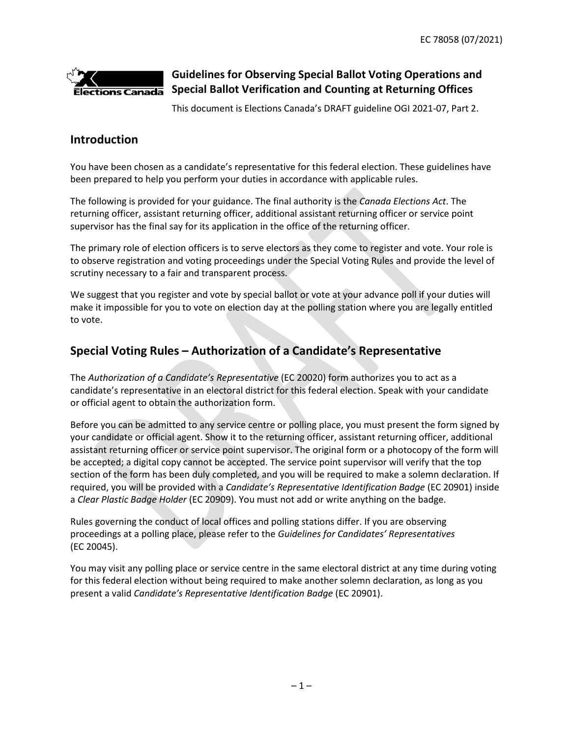EC 78058 (07/2021)

# Guidelines for Observing Special Ballot Voting Operations and Special Ballot Verification and Counting at Returning Offices

This document is Elections Canada's DRAFT guideline OGI 2021-07, Part 2.

## Introduction

You have been chosen as a candidate's representative for this federal election. These guidelines have been prepared to help you perform your duties in accordance with applicable rules.

The following is provided for your guidance. The final authority is the *Canada Elections Act*. The returning officer, assistant returning officer, additional assistant returning officer or service point supervisor has the final say for its application in the office of the returning officer.

The primary role of election officers is to serve electors as they come to register and vote. Your role is to observe registration and voting proceedings under the Special Voting Rules and provide the level of scrutiny necessary to a fair and transparent process.

We suggest that you register and vote by special ballot or vote at your advance poll if your duties will make it impossible for you to vote on election day at the polling station where you are legally entitled to vote.

## Special Voting Rules – Authorization of a Candidate's Representative

The *Authorization of a Candidate's Representative* (EC 20020) form authorizes you to act as a candidate's representative in an electoral district for this federal election. Speak with your candidate or official agent to obtain the authorization form.

Before you can be admitted to any service centre or polling place, you must present the form signed by your candidate or official agent. Show it to the returning officer, assistant returning officer, additional assistant returning officer or service point supervisor. The original form or a photocopy of the form will be accepted; a digital copy cannot be accepted. The service point supervisor will verify that the top section of the form has been duly completed, and you will be required to make a solemn declaration. If required, you will be provided with a *Candidate's Representative Identification Badge* (EC 20901) inside a *Clear Plastic Badge Holder* (EC 20909). You must not add or write anything on the badge.

Rules governing the conduct of local offices and polling stations differ. If you are observing proceedings at a polling place, please refer to the *Guidelines for Candidates' Representatives* (EC 20045).

You may visit any polling place or service centre in the same electoral district at any time during voting for this federal election without being required to make another solemn declaration, as long as you present a valid *Candidate's Representative Identification Badge* (EC 20901).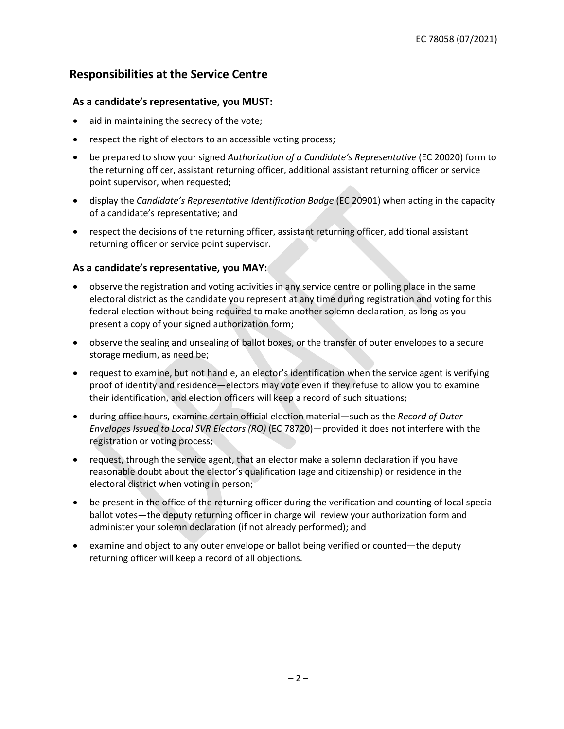## Responsibilities at the Service Centre

### As a candidate's representative, you MUST:

- aid in maintaining the secrecy of the vote;
- respect the right of electors to an accessible voting process;
- be prepared to show your signed *Authorization of a Candidate's Representative* (EC 20020) form to the returning officer, assistant returning officer, additional assistant returning officer or service point supervisor, when requested;
- display the *Candidate's Representative Identification Badge* (EC 20901) when acting in the capacity of a candidate's representative; and
- respect the decisions of the returning officer, assistant returning officer, additional assistant returning officer or service point supervisor.

### As a candidate's representative, you MAY:

- observe the registration and voting activities in any service centre or polling place in the same electoral district as the candidate you represent at any time during registration and voting for this federal election without being required to make another solemn declaration, as long as you present a copy of your signed authorization form;
- observe the sealing and unsealing of ballot boxes, or the transfer of outer envelopes to a secure storage medium, as need be;
- request to examine, but not handle, an elector's identification when the service agent is verifying proof of identity and residence—electors may vote even if they refuse to allow you to examine their identification, and election officers will keep a record of such situations;
- during office hours, examine certain official election material—such as the *Record of Outer Envelopes Issued to Local SVR Electors (RO)* (EC 78720)—provided it does not interfere with the registration or voting process;
- request, through the service agent, that an elector make a solemn declaration if you have reasonable doubt about the elector's qualification (age and citizenship) or residence in the electoral district when voting in person;
- be present in the office of the returning officer during the verification and counting of local special ballot votes—the deputy returning officer in charge will review your authorization form and administer your solemn declaration (if not already performed); and
- examine and object to any outer envelope or ballot being verified or counted—the deputy returning officer will keep a record of all objections.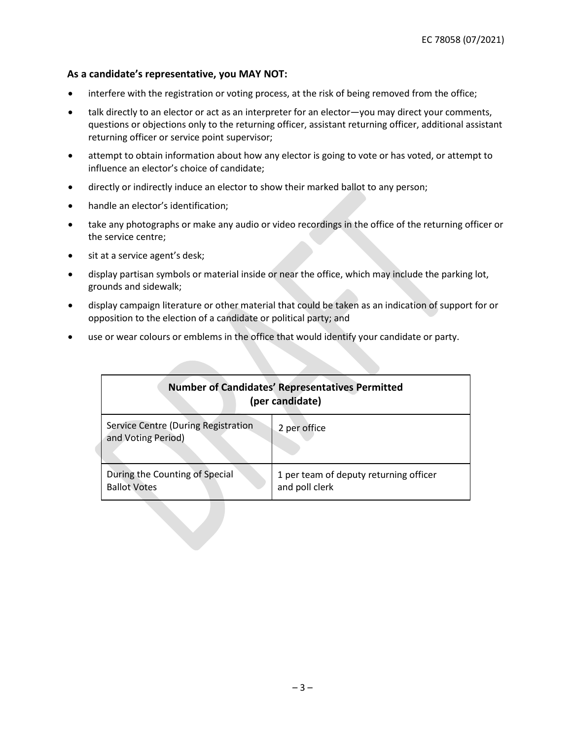**As a candidate's representative, you MAY NOT:**

- interfere with the registration or voting process, at the risk of being removed from the office;
- talk directly to an elector or act as an interpreter for an elector—you may direct your comments, questions or objections only to the returning officer, assistant returning officer, additional assistant returning officer or service point supervisor;
- attempt to obtain information about how any elector is going to vote or has voted, or attempt to influence an elector's choice of candidate;
- directly or indirectly induce an elector to show their marked ballot to any person;
- handle an elector's identification;
- take any photographs or make any audio or video recordings in the office of the returning officer or the service centre;
- sit at a service agent's desk;
- display partisan symbols or material inside or near the office, which may include the parking lot, grounds and sidewalk;
- display campaign literature or other material that could be taken as an indication of support for or opposition to the election of a candidate or political party; and
- use or wear colours or emblems in the office that would identify your candidate or party.

| **Number of Candidates' Representatives Permitted (per candidate)** | |
|---|---|
| Service Centre (During Registration and Voting Period) | 2 per office |
| During the Counting of Special Ballot Votes | 1 per team of deputy returning officer and poll clerk |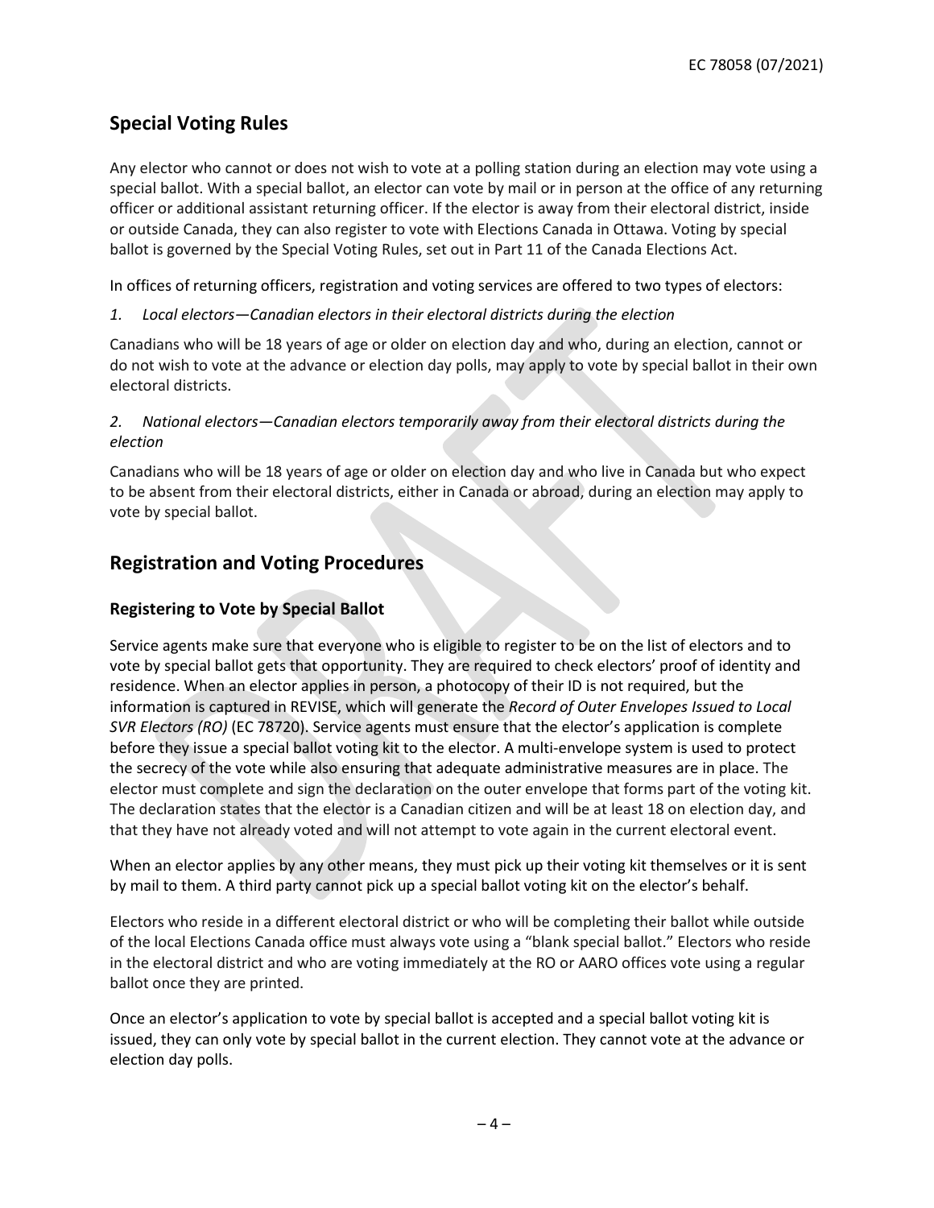## Special Voting Rules

Any elector who cannot or does not wish to vote at a polling station during an election may vote using a special ballot. With a special ballot, an elector can vote by mail or in person at the office of any returning officer or additional assistant returning officer. If the elector is away from their electoral district, inside or outside Canada, they can also register to vote with Elections Canada in Ottawa. Voting by special ballot is governed by the Special Voting Rules, set out in Part 11 of the Canada Elections Act.

In offices of returning officers, registration and voting services are offered to two types of electors:

*1. Local electors—Canadian electors in their electoral districts during the election*

Canadians who will be 18 years of age or older on election day and who, during an election, cannot or do not wish to vote at the advance or election day polls, may apply to vote by special ballot in their own electoral districts.

*2. National electors—Canadian electors temporarily away from their electoral districts during the election*

Canadians who will be 18 years of age or older on election day and who live in Canada but who expect to be absent from their electoral districts, either in Canada or abroad, during an election may apply to vote by special ballot.

## Registration and Voting Procedures

### Registering to Vote by Special Ballot

Service agents make sure that everyone who is eligible to register to be on the list of electors and to vote by special ballot gets that opportunity. They are required to check electors' proof of identity and residence. When an elector applies in person, a photocopy of their ID is not required, but the information is captured in REVISE, which will generate the *Record of Outer Envelopes Issued to Local SVR Electors (RO)* (EC 78720). Service agents must ensure that the elector's application is complete before they issue a special ballot voting kit to the elector. A multi-envelope system is used to protect the secrecy of the vote while also ensuring that adequate administrative measures are in place. The elector must complete and sign the declaration on the outer envelope that forms part of the voting kit. The declaration states that the elector is a Canadian citizen and will be at least 18 on election day, and that they have not already voted and will not attempt to vote again in the current electoral event.

When an elector applies by any other means, they must pick up their voting kit themselves or it is sent by mail to them. A third party cannot pick up a special ballot voting kit on the elector's behalf.

Electors who reside in a different electoral district or who will be completing their ballot while outside of the local Elections Canada office must always vote using a "blank special ballot." Electors who reside in the electoral district and who are voting immediately at the RO or AARO offices vote using a regular ballot once they are printed.

Once an elector's application to vote by special ballot is accepted and a special ballot voting kit is issued, they can only vote by special ballot in the current election. They cannot vote at the advance or election day polls.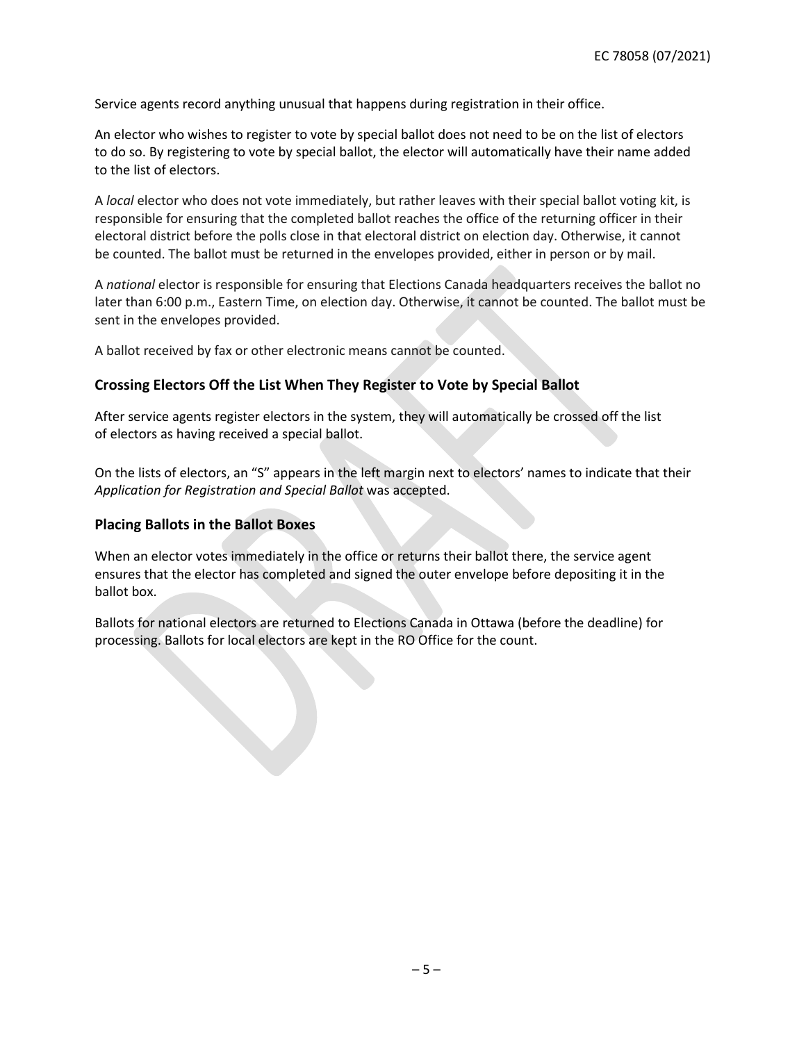Service agents record anything unusual that happens during registration in their office.

An elector who wishes to register to vote by special ballot does not need to be on the list of electors to do so. By registering to vote by special ballot, the elector will automatically have their name added to the list of electors.

A *local* elector who does not vote immediately, but rather leaves with their special ballot voting kit, is responsible for ensuring that the completed ballot reaches the office of the returning officer in their electoral district before the polls close in that electoral district on election day. Otherwise, it cannot be counted. The ballot must be returned in the envelopes provided, either in person or by mail.

A *national* elector is responsible for ensuring that Elections Canada headquarters receives the ballot no later than 6:00 p.m., Eastern Time, on election day. Otherwise, it cannot be counted. The ballot must be sent in the envelopes provided.

A ballot received by fax or other electronic means cannot be counted.

### Crossing Electors Off the List When They Register to Vote by Special Ballot

After service agents register electors in the system, they will automatically be crossed off the list of electors as having received a special ballot.

On the lists of electors, an "S" appears in the left margin next to electors' names to indicate that their *Application for Registration and Special Ballot* was accepted.

### Placing Ballots in the Ballot Boxes

When an elector votes immediately in the office or returns their ballot there, the service agent ensures that the elector has completed and signed the outer envelope before depositing it in the ballot box.

Ballots for national electors are returned to Elections Canada in Ottawa (before the deadline) for processing. Ballots for local electors are kept in the RO Office for the count.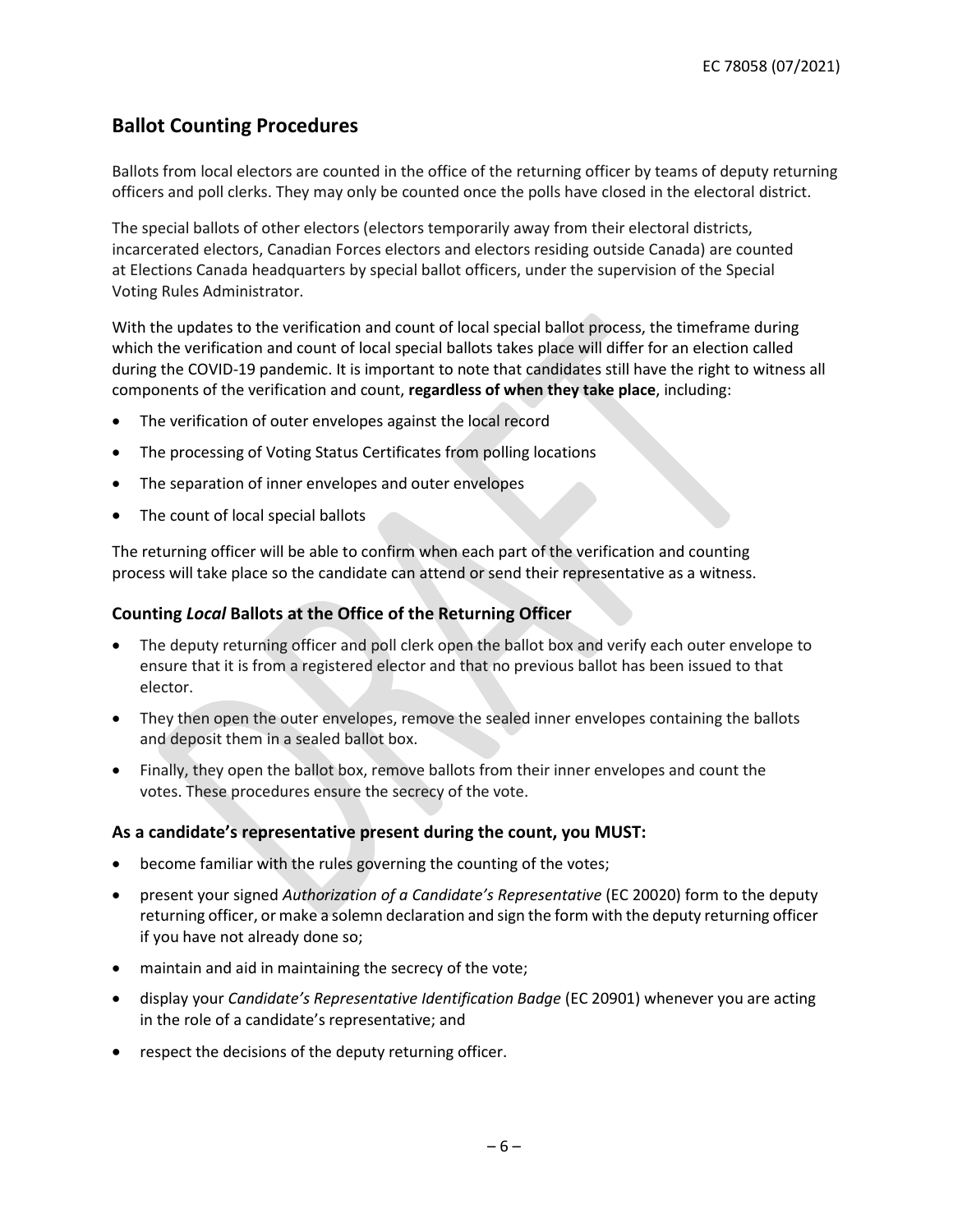## Ballot Counting Procedures

Ballots from local electors are counted in the office of the returning officer by teams of deputy returning officers and poll clerks. They may only be counted once the polls have closed in the electoral district.

The special ballots of other electors (electors temporarily away from their electoral districts, incarcerated electors, Canadian Forces electors and electors residing outside Canada) are counted at Elections Canada headquarters by special ballot officers, under the supervision of the Special Voting Rules Administrator.

With the updates to the verification and count of local special ballot process, the timeframe during which the verification and count of local special ballots takes place will differ for an election called during the COVID-19 pandemic. It is important to note that candidates still have the right to witness all components of the verification and count, **regardless of when they take place**, including:

- The verification of outer envelopes against the local record
- The processing of Voting Status Certificates from polling locations
- The separation of inner envelopes and outer envelopes
- The count of local special ballots

The returning officer will be able to confirm when each part of the verification and counting process will take place so the candidate can attend or send their representative as a witness.

### Counting *Local* Ballots at the Office of the Returning Officer

- The deputy returning officer and poll clerk open the ballot box and verify each outer envelope to ensure that it is from a registered elector and that no previous ballot has been issued to that elector.
- They then open the outer envelopes, remove the sealed inner envelopes containing the ballots and deposit them in a sealed ballot box.
- Finally, they open the ballot box, remove ballots from their inner envelopes and count the votes. These procedures ensure the secrecy of the vote.

### As a candidate's representative present during the count, you MUST:

- become familiar with the rules governing the counting of the votes;
- present your signed *Authorization of a Candidate's Representative* (EC 20020) form to the deputy returning officer, or make a solemn declaration and sign the form with the deputy returning officer if you have not already done so;
- maintain and aid in maintaining the secrecy of the vote;
- display your *Candidate's Representative Identification Badge* (EC 20901) whenever you are acting in the role of a candidate's representative; and
- respect the decisions of the deputy returning officer.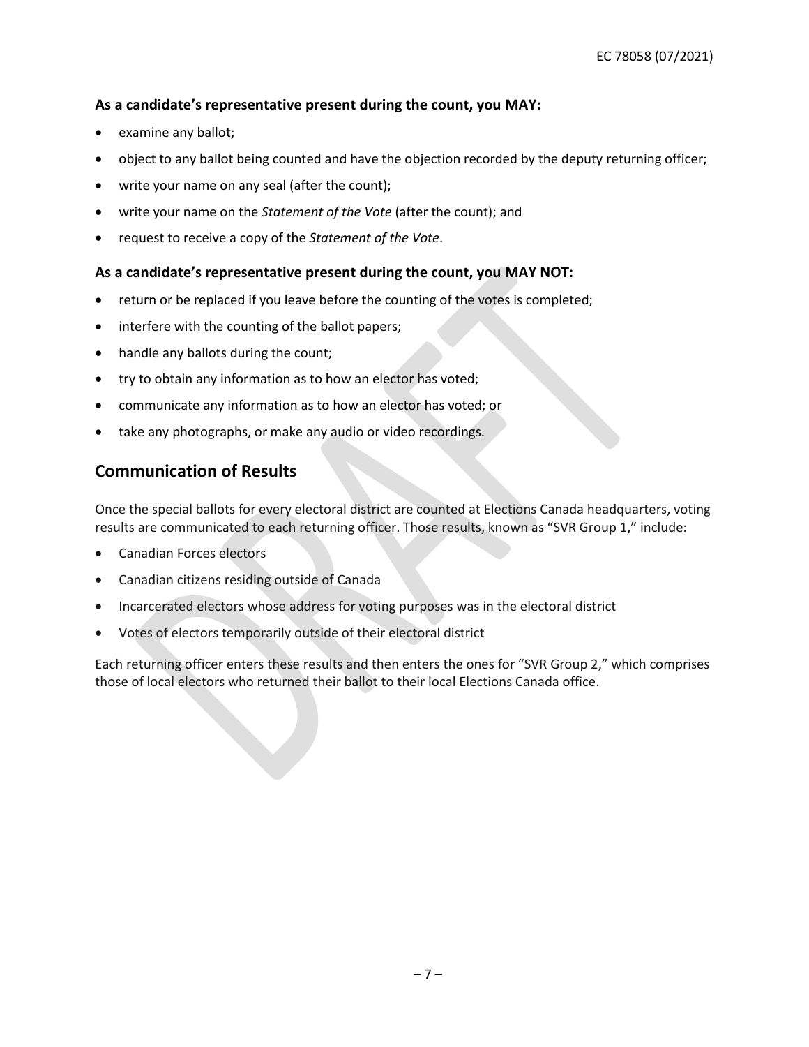**As a candidate's representative present during the count, you MAY:**

- examine any ballot;
- object to any ballot being counted and have the objection recorded by the deputy returning officer;
- write your name on any seal (after the count);
- write your name on the *Statement of the Vote* (after the count); and
- request to receive a copy of the *Statement of the Vote*.

**As a candidate's representative present during the count, you MAY NOT:**

- return or be replaced if you leave before the counting of the votes is completed;
- interfere with the counting of the ballot papers;
- handle any ballots during the count;
- try to obtain any information as to how an elector has voted;
- communicate any information as to how an elector has voted; or
- take any photographs, or make any audio or video recordings.

## Communication of Results

Once the special ballots for every electoral district are counted at Elections Canada headquarters, voting results are communicated to each returning officer. Those results, known as "SVR Group 1," include:

- Canadian Forces electors
- Canadian citizens residing outside of Canada
- Incarcerated electors whose address for voting purposes was in the electoral district
- Votes of electors temporarily outside of their electoral district

Each returning officer enters these results and then enters the ones for "SVR Group 2," which comprises those of local electors who returned their ballot to their local Elections Canada office.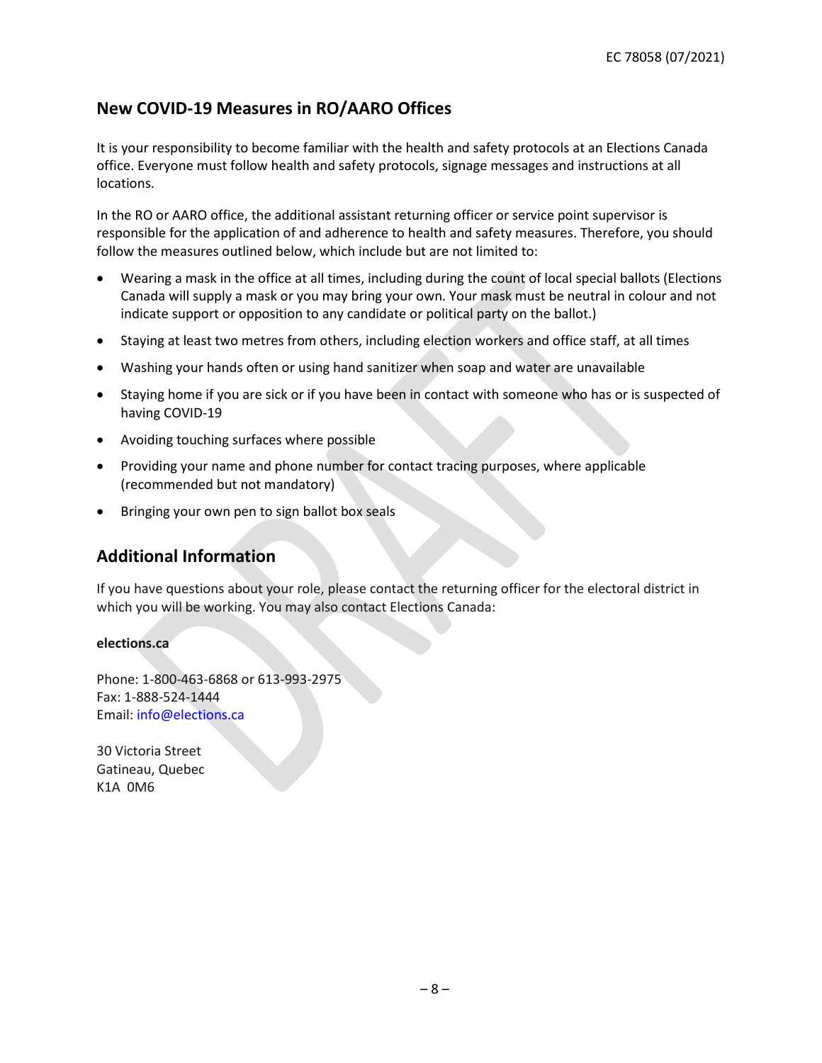## New COVID-19 Measures in RO/AARO Offices

It is your responsibility to become familiar with the health and safety protocols at an Elections Canada office. Everyone must follow health and safety protocols, signage messages and instructions at all locations.

In the RO or AARO office, the additional assistant returning officer or service point supervisor is responsible for the application of and adherence to health and safety measures. Therefore, you should follow the measures outlined below, which include but are not limited to:

- Wearing a mask in the office at all times, including during the count of local special ballots (Elections Canada will supply a mask or you may bring your own. Your mask must be neutral in colour and not indicate support or opposition to any candidate or political party on the ballot.)
- Staying at least two metres from others, including election workers and office staff, at all times
- Washing your hands often or using hand sanitizer when soap and water are unavailable
- Staying home if you are sick or if you have been in contact with someone who has or is suspected of having COVID-19
- Avoiding touching surfaces where possible
- Providing your name and phone number for contact tracing purposes, where applicable (recommended but not mandatory)
- Bringing your own pen to sign ballot box seals

## Additional Information

If you have questions about your role, please contact the returning officer for the electoral district in which you will be working. You may also contact Elections Canada:

**elections.ca**

Phone: 1-800-463-6868 or 613-993-2975
Fax: 1-888-524-1444
Email: info@elections.ca

30 Victoria Street
Gatineau, Quebec
K1A 0M6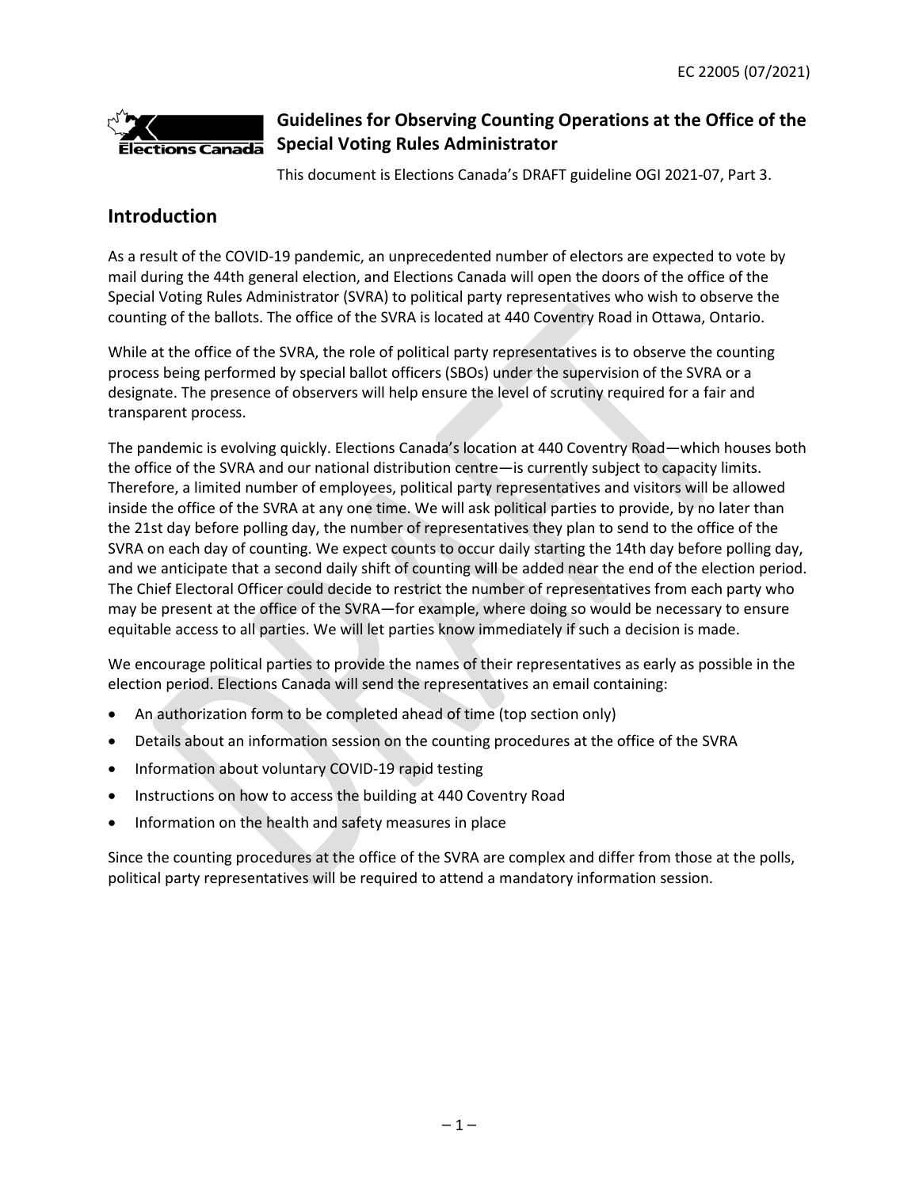EC 22005 (07/2021)

# Guidelines for Observing Counting Operations at the Office of the Special Voting Rules Administrator

This document is Elections Canada's DRAFT guideline OGI 2021-07, Part 3.

## Introduction

As a result of the COVID-19 pandemic, an unprecedented number of electors are expected to vote by mail during the 44th general election, and Elections Canada will open the doors of the office of the Special Voting Rules Administrator (SVRA) to political party representatives who wish to observe the counting of the ballots. The office of the SVRA is located at 440 Coventry Road in Ottawa, Ontario.

While at the office of the SVRA, the role of political party representatives is to observe the counting process being performed by special ballot officers (SBOs) under the supervision of the SVRA or a designate. The presence of observers will help ensure the level of scrutiny required for a fair and transparent process.

The pandemic is evolving quickly. Elections Canada's location at 440 Coventry Road—which houses both the office of the SVRA and our national distribution centre—is currently subject to capacity limits. Therefore, a limited number of employees, political party representatives and visitors will be allowed inside the office of the SVRA at any one time. We will ask political parties to provide, by no later than the 21st day before polling day, the number of representatives they plan to send to the office of the SVRA on each day of counting. We expect counts to occur daily starting the 14th day before polling day, and we anticipate that a second daily shift of counting will be added near the end of the election period. The Chief Electoral Officer could decide to restrict the number of representatives from each party who may be present at the office of the SVRA—for example, where doing so would be necessary to ensure equitable access to all parties. We will let parties know immediately if such a decision is made.

We encourage political parties to provide the names of their representatives as early as possible in the election period. Elections Canada will send the representatives an email containing:

- An authorization form to be completed ahead of time (top section only)
- Details about an information session on the counting procedures at the office of the SVRA
- Information about voluntary COVID-19 rapid testing
- Instructions on how to access the building at 440 Coventry Road
- Information on the health and safety measures in place

Since the counting procedures at the office of the SVRA are complex and differ from those at the polls, political party representatives will be required to attend a mandatory information session.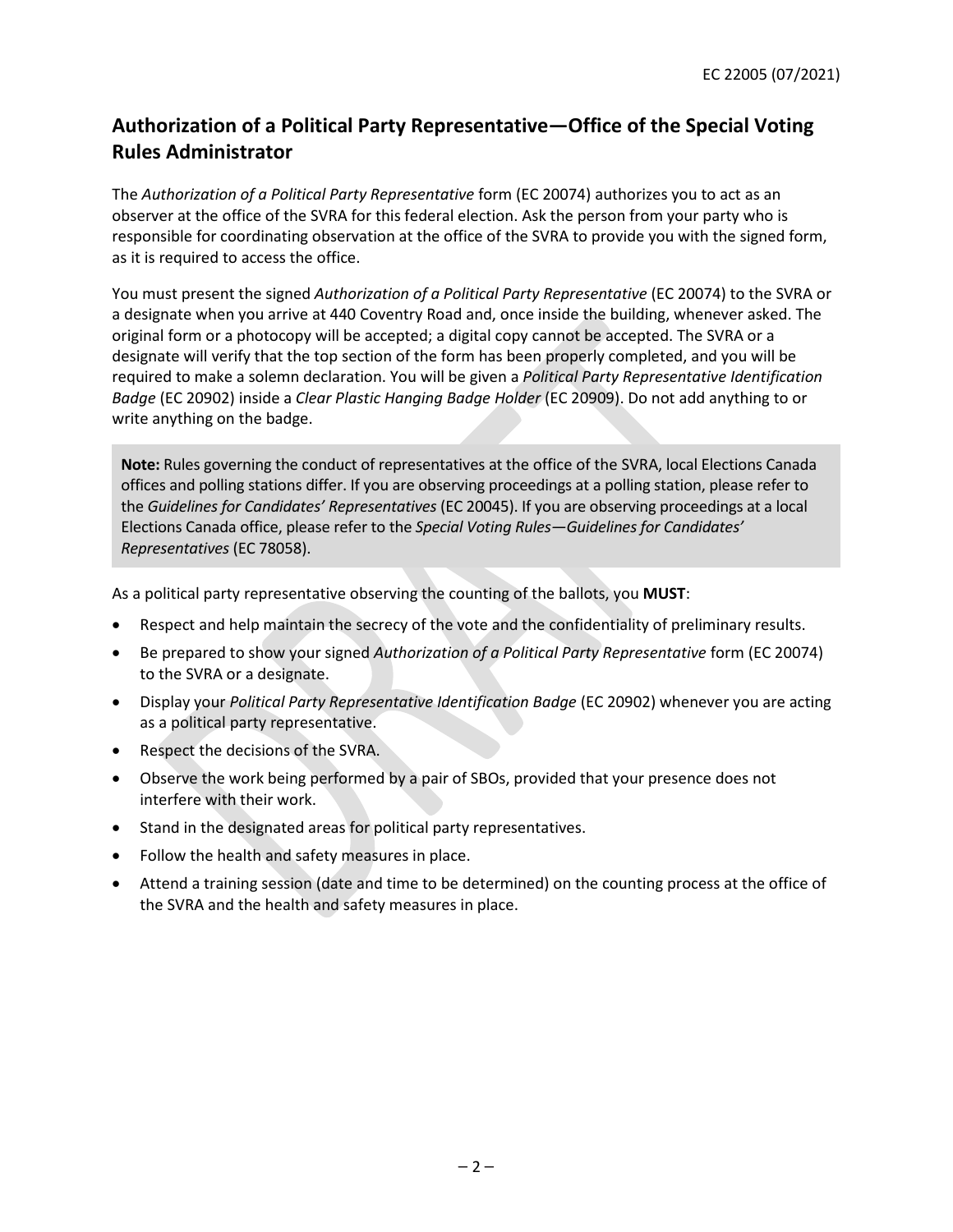EC 22005 (07/2021)

## Authorization of a Political Party Representative—Office of the Special Voting Rules Administrator

The *Authorization of a Political Party Representative* form (EC 20074) authorizes you to act as an observer at the office of the SVRA for this federal election. Ask the person from your party who is responsible for coordinating observation at the office of the SVRA to provide you with the signed form, as it is required to access the office.

You must present the signed *Authorization of a Political Party Representative* (EC 20074) to the SVRA or a designate when you arrive at 440 Coventry Road and, once inside the building, whenever asked. The original form or a photocopy will be accepted; a digital copy cannot be accepted. The SVRA or a designate will verify that the top section of the form has been properly completed, and you will be required to make a solemn declaration. You will be given a *Political Party Representative Identification Badge* (EC 20902) inside a *Clear Plastic Hanging Badge Holder* (EC 20909). Do not add anything to or write anything on the badge.

> **Note:** Rules governing the conduct of representatives at the office of the SVRA, local Elections Canada offices and polling stations differ. If you are observing proceedings at a polling station, please refer to the *Guidelines for Candidates' Representatives* (EC 20045). If you are observing proceedings at a local Elections Canada office, please refer to the *Special Voting Rules—Guidelines for Candidates' Representatives* (EC 78058).

As a political party representative observing the counting of the ballots, you **MUST**:

- Respect and help maintain the secrecy of the vote and the confidentiality of preliminary results.
- Be prepared to show your signed *Authorization of a Political Party Representative* form (EC 20074) to the SVRA or a designate.
- Display your *Political Party Representative Identification Badge* (EC 20902) whenever you are acting as a political party representative.
- Respect the decisions of the SVRA.
- Observe the work being performed by a pair of SBOs, provided that your presence does not interfere with their work.
- Stand in the designated areas for political party representatives.
- Follow the health and safety measures in place.
- Attend a training session (date and time to be determined) on the counting process at the office of the SVRA and the health and safety measures in place.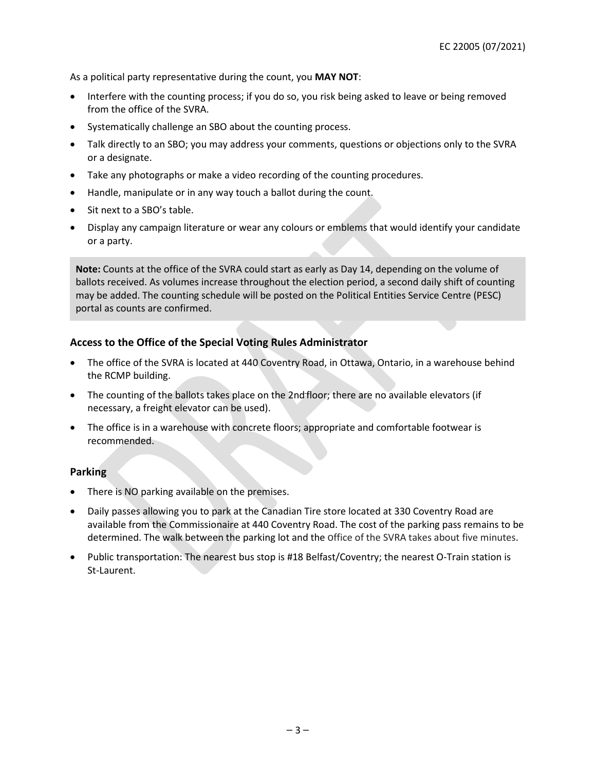As a political party representative during the count, you **MAY NOT**:

- Interfere with the counting process; if you do so, you risk being asked to leave or being removed from the office of the SVRA.
- Systematically challenge an SBO about the counting process.
- Talk directly to an SBO; you may address your comments, questions or objections only to the SVRA or a designate.
- Take any photographs or make a video recording of the counting procedures.
- Handle, manipulate or in any way touch a ballot during the count.
- Sit next to a SBO's table.
- Display any campaign literature or wear any colours or emblems that would identify your candidate or a party.

**Note:** Counts at the office of the SVRA could start as early as Day 14, depending on the volume of ballots received. As volumes increase throughout the election period, a second daily shift of counting may be added. The counting schedule will be posted on the Political Entities Service Centre (PESC) portal as counts are confirmed.

### Access to the Office of the Special Voting Rules Administrator

- The office of the SVRA is located at 440 Coventry Road, in Ottawa, Ontario, in a warehouse behind the RCMP building.
- The counting of the ballots takes place on the 2nd floor; there are no available elevators (if necessary, a freight elevator can be used).
- The office is in a warehouse with concrete floors; appropriate and comfortable footwear is recommended.

### Parking

- There is NO parking available on the premises.
- Daily passes allowing you to park at the Canadian Tire store located at 330 Coventry Road are available from the Commissionaire at 440 Coventry Road. The cost of the parking pass remains to be determined. The walk between the parking lot and the Office of the SVRA takes about five minutes.
- Public transportation: The nearest bus stop is #18 Belfast/Coventry; the nearest O-Train station is St-Laurent.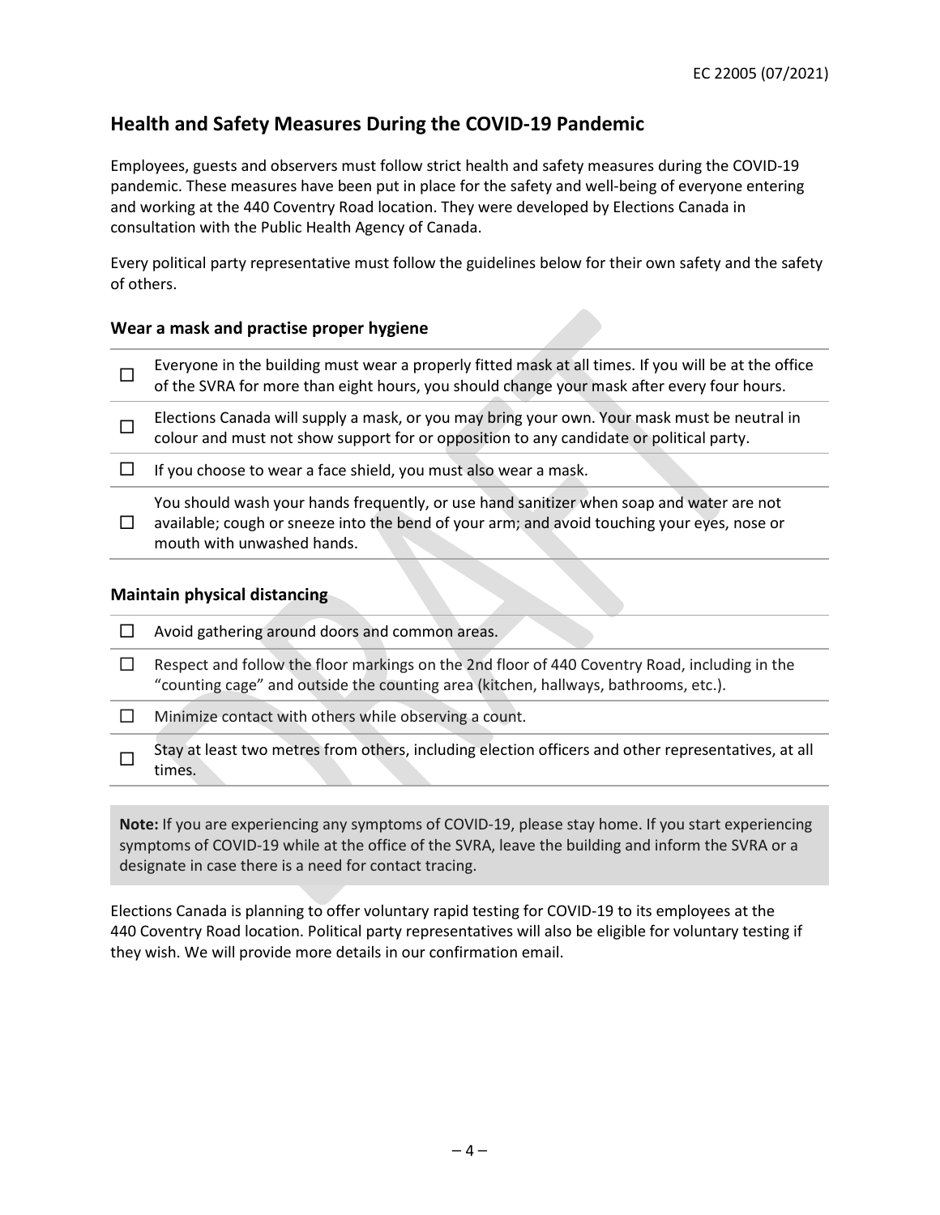EC 22005 (07/2021)

## Health and Safety Measures During the COVID-19 Pandemic

Employees, guests and observers must follow strict health and safety measures during the COVID-19 pandemic. These measures have been put in place for the safety and well-being of everyone entering and working at the 440 Coventry Road location. They were developed by Elections Canada in consultation with the Public Health Agency of Canada.

Every political party representative must follow the guidelines below for their own safety and the safety of others.

### Wear a mask and practise proper hygiene

- ☐ Everyone in the building must wear a properly fitted mask at all times. If you will be at the office of the SVRA for more than eight hours, you should change your mask after every four hours.
- ☐ Elections Canada will supply a mask, or you may bring your own. Your mask must be neutral in colour and must not show support for or opposition to any candidate or political party.
- ☐ If you choose to wear a face shield, you must also wear a mask.
- ☐ You should wash your hands frequently, or use hand sanitizer when soap and water are not available; cough or sneeze into the bend of your arm; and avoid touching your eyes, nose or mouth with unwashed hands.

### Maintain physical distancing

- ☐ Avoid gathering around doors and common areas.
- ☐ Respect and follow the floor markings on the 2nd floor of 440 Coventry Road, including in the "counting cage" and outside the counting area (kitchen, hallways, bathrooms, etc.).
- ☐ Minimize contact with others while observing a count.
- ☐ Stay at least two metres from others, including election officers and other representatives, at all times.

**Note:** If you are experiencing any symptoms of COVID-19, please stay home. If you start experiencing symptoms of COVID-19 while at the office of the SVRA, leave the building and inform the SVRA or a designate in case there is a need for contact tracing.

Elections Canada is planning to offer voluntary rapid testing for COVID-19 to its employees at the 440 Coventry Road location. Political party representatives will also be eligible for voluntary testing if they wish. We will provide more details in our confirmation email.